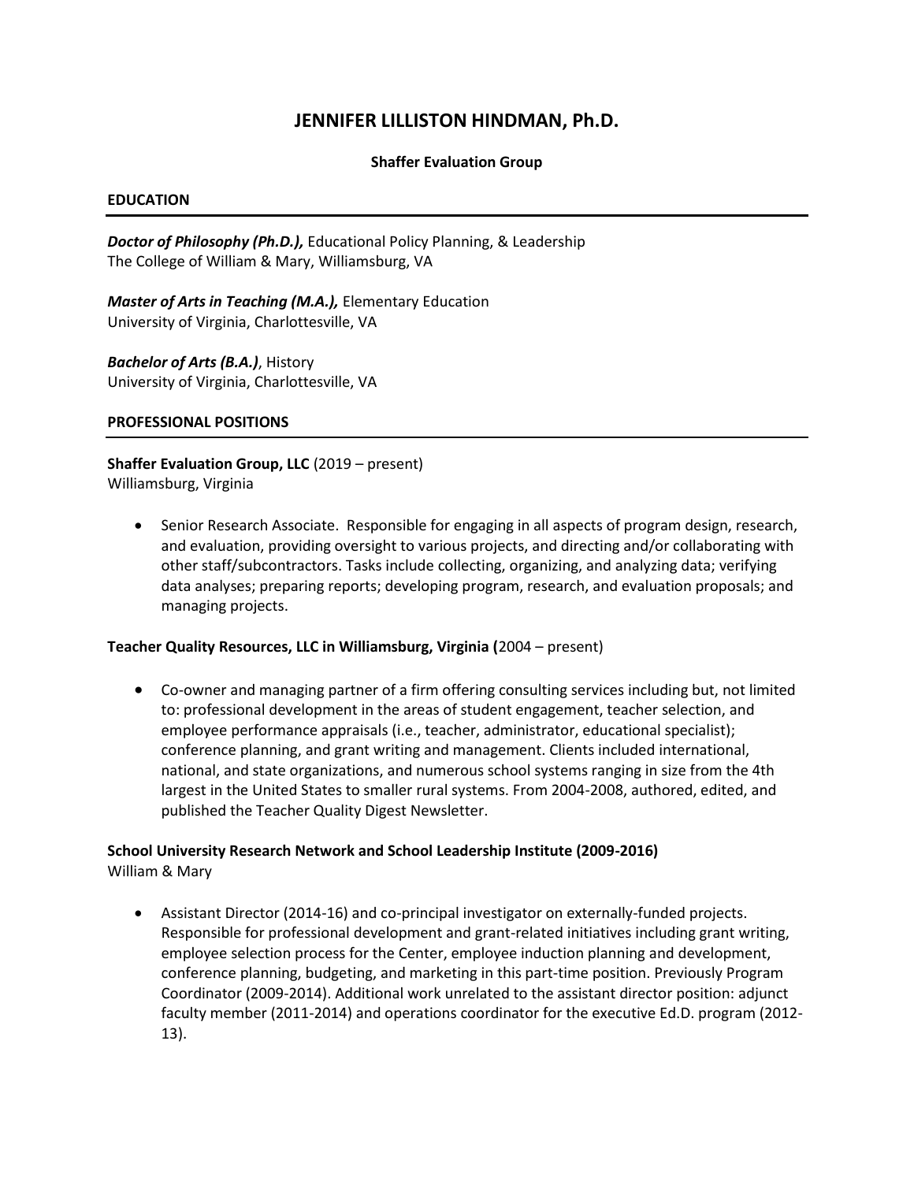# JENNIFER LILLISTON HINDMAN, Ph.D.

**Shaffer Evaluation Group**

## EDUCATION

***Doctor of Philosophy (Ph.D.),*** Educational Policy Planning, & Leadership
The College of William & Mary, Williamsburg, VA

***Master of Arts in Teaching (M.A.),*** Elementary Education
University of Virginia, Charlottesville, VA

***Bachelor of Arts (B.A.)***, History
University of Virginia, Charlottesville, VA

## PROFESSIONAL POSITIONS

**Shaffer Evaluation Group, LLC** (2019 – present)
Williamsburg, Virginia

- Senior Research Associate. Responsible for engaging in all aspects of program design, research, and evaluation, providing oversight to various projects, and directing and/or collaborating with other staff/subcontractors. Tasks include collecting, organizing, and analyzing data; verifying data analyses; preparing reports; developing program, research, and evaluation proposals; and managing projects.

**Teacher Quality Resources, LLC in Williamsburg, Virginia (**2004 – present)

- Co-owner and managing partner of a firm offering consulting services including but, not limited to: professional development in the areas of student engagement, teacher selection, and employee performance appraisals (i.e., teacher, administrator, educational specialist); conference planning, and grant writing and management. Clients included international, national, and state organizations, and numerous school systems ranging in size from the 4th largest in the United States to smaller rural systems. From 2004-2008, authored, edited, and published the Teacher Quality Digest Newsletter.

**School University Research Network and School Leadership Institute (2009-2016)**
William & Mary

- Assistant Director (2014-16) and co-principal investigator on externally-funded projects. Responsible for professional development and grant-related initiatives including grant writing, employee selection process for the Center, employee induction planning and development, conference planning, budgeting, and marketing in this part-time position. Previously Program Coordinator (2009-2014). Additional work unrelated to the assistant director position: adjunct faculty member (2011-2014) and operations coordinator for the executive Ed.D. program (2012-13).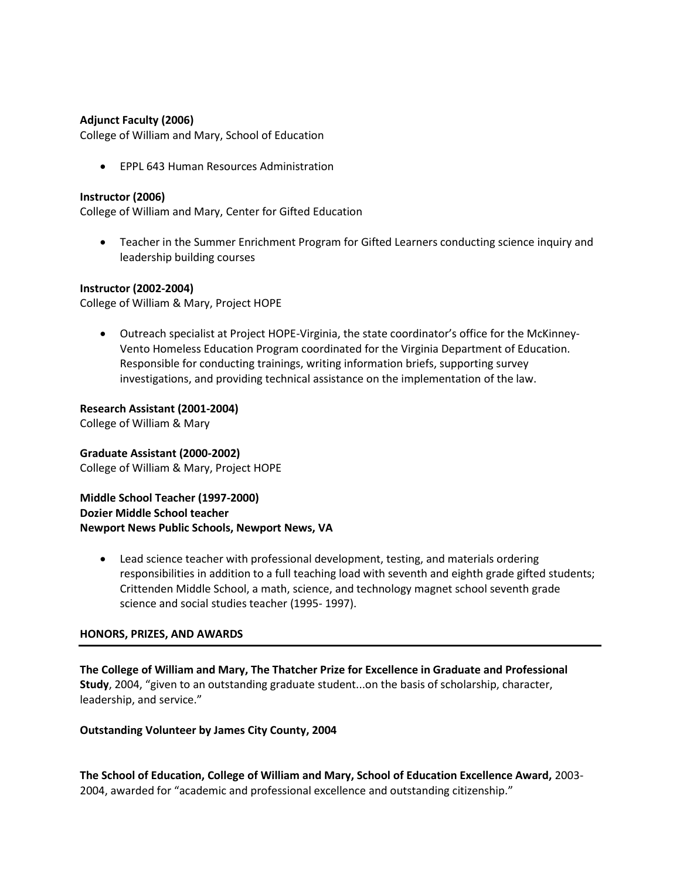**Adjunct Faculty (2006)**
College of William and Mary, School of Education

- EPPL 643 Human Resources Administration

**Instructor (2006)**
College of William and Mary, Center for Gifted Education

- Teacher in the Summer Enrichment Program for Gifted Learners conducting science inquiry and leadership building courses

**Instructor (2002-2004)**
College of William & Mary, Project HOPE

- Outreach specialist at Project HOPE-Virginia, the state coordinator's office for the McKinney-Vento Homeless Education Program coordinated for the Virginia Department of Education. Responsible for conducting trainings, writing information briefs, supporting survey investigations, and providing technical assistance on the implementation of the law.

**Research Assistant (2001-2004)**
College of William & Mary

**Graduate Assistant (2000-2002)**
College of William & Mary, Project HOPE

**Middle School Teacher (1997-2000)**
**Dozier Middle School teacher**
**Newport News Public Schools, Newport News, VA**

- Lead science teacher with professional development, testing, and materials ordering responsibilities in addition to a full teaching load with seventh and eighth grade gifted students; Crittenden Middle School, a math, science, and technology magnet school seventh grade science and social studies teacher (1995- 1997).

## HONORS, PRIZES, AND AWARDS

**The College of William and Mary, The Thatcher Prize for Excellence in Graduate and Professional Study**, 2004, "given to an outstanding graduate student...on the basis of scholarship, character, leadership, and service."

**Outstanding Volunteer by James City County, 2004**

**The School of Education, College of William and Mary, School of Education Excellence Award,** 2003-2004, awarded for "academic and professional excellence and outstanding citizenship."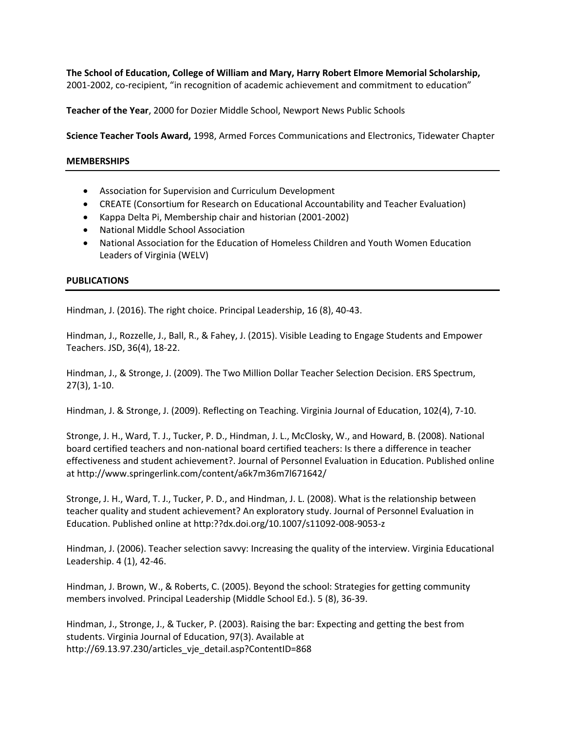**The School of Education, College of William and Mary, Harry Robert Elmore Memorial Scholarship,** 2001-2002, co-recipient, “in recognition of academic achievement and commitment to education”

**Teacher of the Year**, 2000 for Dozier Middle School, Newport News Public Schools

**Science Teacher Tools Award,** 1998, Armed Forces Communications and Electronics, Tidewater Chapter

## MEMBERSHIPS

- Association for Supervision and Curriculum Development
- CREATE (Consortium for Research on Educational Accountability and Teacher Evaluation)
- Kappa Delta Pi, Membership chair and historian (2001-2002)
- National Middle School Association
- National Association for the Education of Homeless Children and Youth Women Education Leaders of Virginia (WELV)

## PUBLICATIONS

Hindman, J. (2016). The right choice. Principal Leadership, 16 (8), 40-43.

Hindman, J., Rozzelle, J., Ball, R., & Fahey, J. (2015). Visible Leading to Engage Students and Empower Teachers. JSD, 36(4), 18-22.

Hindman, J., & Stronge, J. (2009). The Two Million Dollar Teacher Selection Decision. ERS Spectrum, 27(3), 1-10.

Hindman, J. & Stronge, J. (2009). Reflecting on Teaching. Virginia Journal of Education, 102(4), 7-10.

Stronge, J. H., Ward, T. J., Tucker, P. D., Hindman, J. L., McClosky, W., and Howard, B. (2008). National board certified teachers and non-national board certified teachers: Is there a difference in teacher effectiveness and student achievement?. Journal of Personnel Evaluation in Education. Published online at http://www.springerlink.com/content/a6k7m36m7l671642/

Stronge, J. H., Ward, T. J., Tucker, P. D., and Hindman, J. L. (2008). What is the relationship between teacher quality and student achievement? An exploratory study. Journal of Personnel Evaluation in Education. Published online at http:??dx.doi.org/10.1007/s11092-008-9053-z

Hindman, J. (2006). Teacher selection savvy: Increasing the quality of the interview. Virginia Educational Leadership. 4 (1), 42-46.

Hindman, J. Brown, W., & Roberts, C. (2005). Beyond the school: Strategies for getting community members involved. Principal Leadership (Middle School Ed.). 5 (8), 36-39.

Hindman, J., Stronge, J., & Tucker, P. (2003). Raising the bar: Expecting and getting the best from students. Virginia Journal of Education, 97(3). Available at http://69.13.97.230/articles_vje_detail.asp?ContentID=868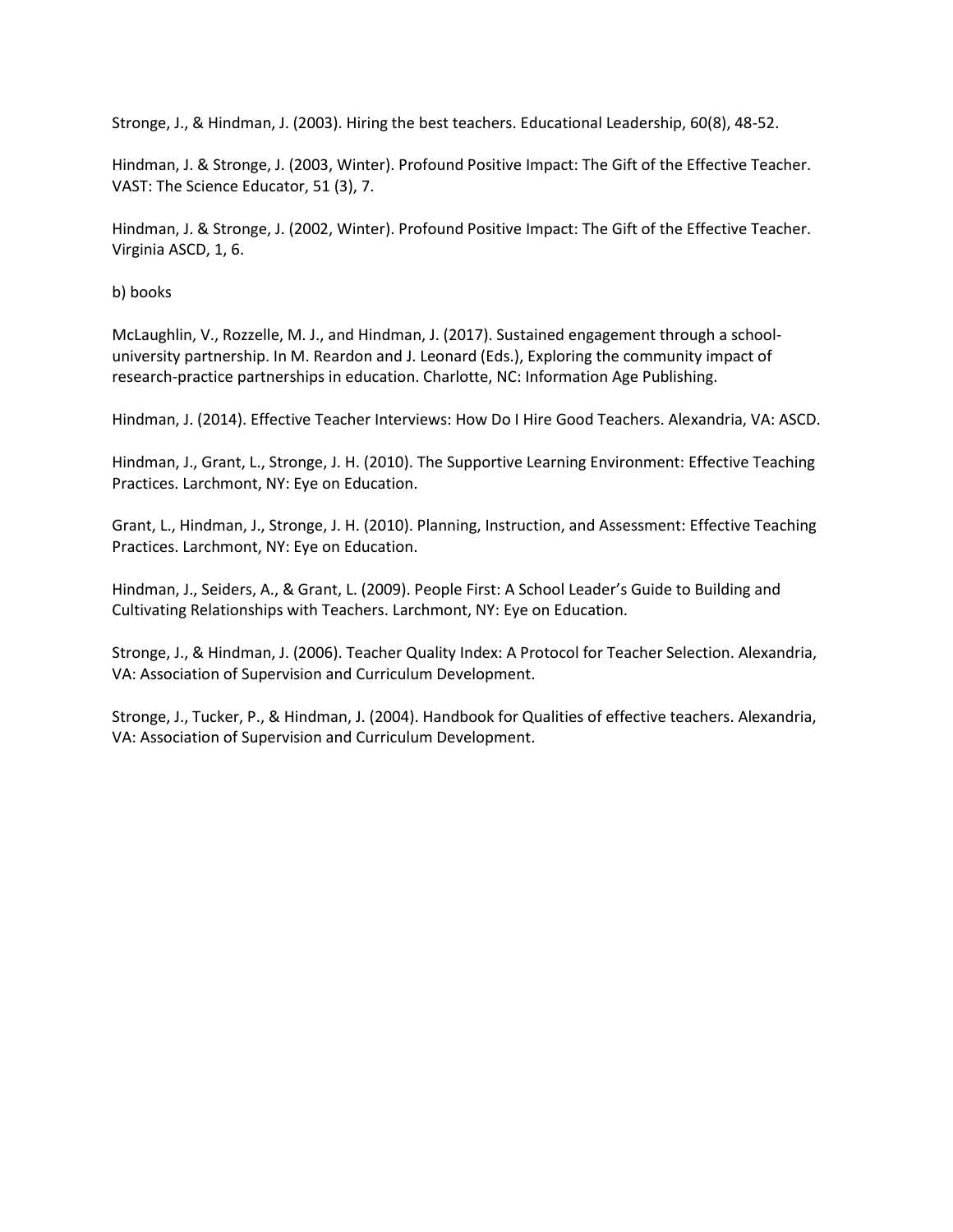Stronge, J., & Hindman, J. (2003). Hiring the best teachers. Educational Leadership, 60(8), 48-52.

Hindman, J. & Stronge, J. (2003, Winter). Profound Positive Impact: The Gift of the Effective Teacher. VAST: The Science Educator, 51 (3), 7.

Hindman, J. & Stronge, J. (2002, Winter). Profound Positive Impact: The Gift of the Effective Teacher. Virginia ASCD, 1, 6.

b) books

McLaughlin, V., Rozzelle, M. J., and Hindman, J. (2017). Sustained engagement through a school-university partnership. In M. Reardon and J. Leonard (Eds.), Exploring the community impact of research-practice partnerships in education. Charlotte, NC: Information Age Publishing.

Hindman, J. (2014). Effective Teacher Interviews: How Do I Hire Good Teachers. Alexandria, VA: ASCD.

Hindman, J., Grant, L., Stronge, J. H. (2010). The Supportive Learning Environment: Effective Teaching Practices. Larchmont, NY: Eye on Education.

Grant, L., Hindman, J., Stronge, J. H. (2010). Planning, Instruction, and Assessment: Effective Teaching Practices. Larchmont, NY: Eye on Education.

Hindman, J., Seiders, A., & Grant, L. (2009). People First: A School Leader's Guide to Building and Cultivating Relationships with Teachers. Larchmont, NY: Eye on Education.

Stronge, J., & Hindman, J. (2006). Teacher Quality Index: A Protocol for Teacher Selection. Alexandria, VA: Association of Supervision and Curriculum Development.

Stronge, J., Tucker, P., & Hindman, J. (2004). Handbook for Qualities of effective teachers. Alexandria, VA: Association of Supervision and Curriculum Development.